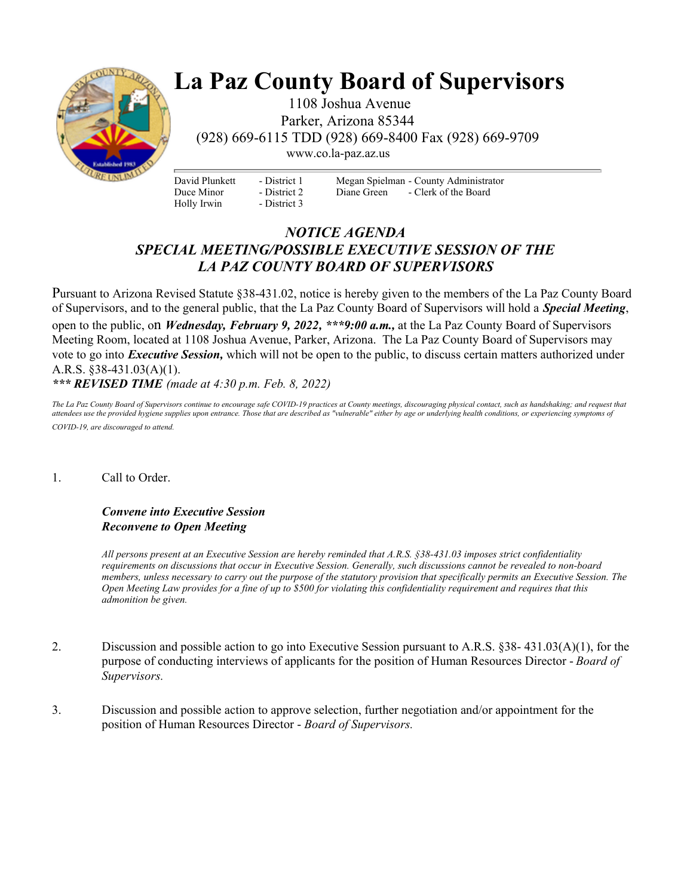# La Paz County Board of Supervisors

1108 Joshua Avenue
Parker, Arizona 85344
(928) 669-6115 TDD (928) 669-8400 Fax (928) 669-9709
www.co.la-paz.az.us

David Plunkett - District 1
Duce Minor - District 2
Holly Irwin - District 3

Megan Spielman - County Administrator
Diane Green - Clerk of the Board

## *NOTICE AGENDA*
## *SPECIAL MEETING/POSSIBLE EXECUTIVE SESSION OF THE LA PAZ COUNTY BOARD OF SUPERVISORS*

Pursuant to Arizona Revised Statute §38-431.02, notice is hereby given to the members of the La Paz County Board of Supervisors, and to the general public, that the La Paz County Board of Supervisors will hold a ***Special Meeting***, open to the public, on ***Wednesday, February 9, 2022, \*\*\*9:00 a.m.,*** at the La Paz County Board of Supervisors Meeting Room, located at 1108 Joshua Avenue, Parker, Arizona. The La Paz County Board of Supervisors may vote to go into ***Executive Session,*** which will not be open to the public, to discuss certain matters authorized under A.R.S. §38-431.03(A)(1).

***\*\*\* REVISED TIME*** *(made at 4:30 p.m. Feb. 8, 2022)*

*The La Paz County Board of Supervisors continue to encourage safe COVID-19 practices at County meetings, discouraging physical contact, such as handshaking; and request that attendees use the provided hygiene supplies upon entrance. Those that are described as "vulnerable" either by age or underlying health conditions, or experiencing symptoms of COVID-19, are discouraged to attend.*

1. Call to Order.

   ***Convene into Executive Session***
   ***Reconvene to Open Meeting***

   *All persons present at an Executive Session are hereby reminded that A.R.S. §38-431.03 imposes strict confidentiality requirements on discussions that occur in Executive Session. Generally, such discussions cannot be revealed to non-board members, unless necessary to carry out the purpose of the statutory provision that specifically permits an Executive Session. The Open Meeting Law provides for a fine of up to $500 for violating this confidentiality requirement and requires that this admonition be given.*

2. Discussion and possible action to go into Executive Session pursuant to A.R.S. §38- 431.03(A)(1), for the purpose of conducting interviews of applicants for the position of Human Resources Director - *Board of Supervisors.*

3. Discussion and possible action to approve selection, further negotiation and/or appointment for the position of Human Resources Director - *Board of Supervisors.*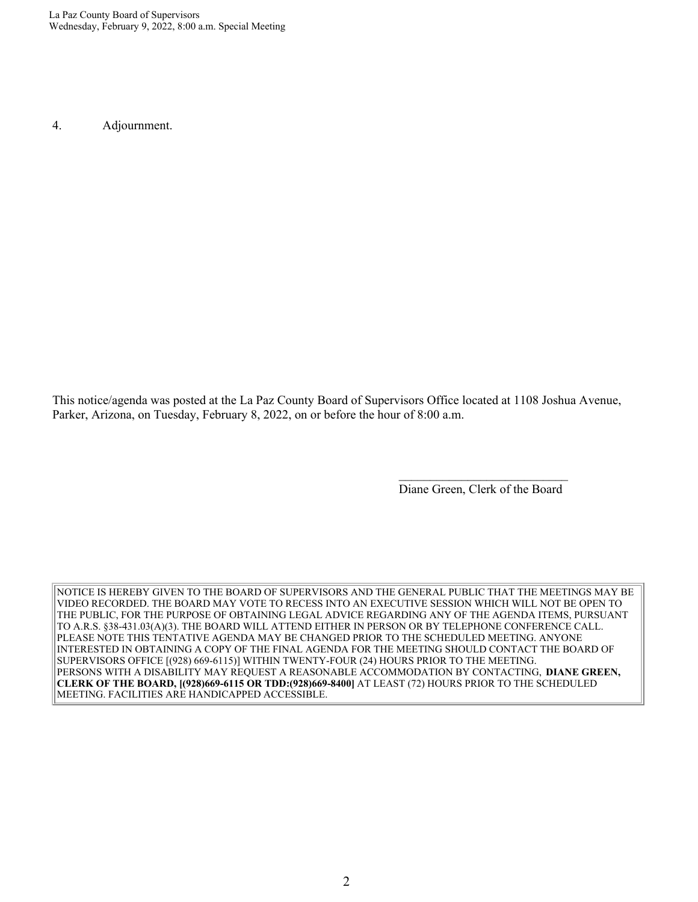4. Adjournment.

This notice/agenda was posted at the La Paz County Board of Supervisors Office located at 1108 Joshua Avenue, Parker, Arizona, on Tuesday, February 8, 2022, on or before the hour of 8:00 a.m.

\_\_\_\_\_\_\_\_\_\_\_\_\_\_\_\_\_\_\_\_\_\_\_\_\_\_\_
Diane Green, Clerk of the Board

NOTICE IS HEREBY GIVEN TO THE BOARD OF SUPERVISORS AND THE GENERAL PUBLIC THAT THE MEETINGS MAY BE VIDEO RECORDED. THE BOARD MAY VOTE TO RECESS INTO AN EXECUTIVE SESSION WHICH WILL NOT BE OPEN TO THE PUBLIC, FOR THE PURPOSE OF OBTAINING LEGAL ADVICE REGARDING ANY OF THE AGENDA ITEMS, PURSUANT TO A.R.S. §38-431.03(A)(3). THE BOARD WILL ATTEND EITHER IN PERSON OR BY TELEPHONE CONFERENCE CALL. PLEASE NOTE THIS TENTATIVE AGENDA MAY BE CHANGED PRIOR TO THE SCHEDULED MEETING. ANYONE INTERESTED IN OBTAINING A COPY OF THE FINAL AGENDA FOR THE MEETING SHOULD CONTACT THE BOARD OF SUPERVISORS OFFICE [(928) 669-6115)] WITHIN TWENTY-FOUR (24) HOURS PRIOR TO THE MEETING.
PERSONS WITH A DISABILITY MAY REQUEST A REASONABLE ACCOMMODATION BY CONTACTING, **DIANE GREEN, CLERK OF THE BOARD, [(928)669-6115 OR TDD:(928)669-8400]** AT LEAST (72) HOURS PRIOR TO THE SCHEDULED MEETING. FACILITIES ARE HANDICAPPED ACCESSIBLE.